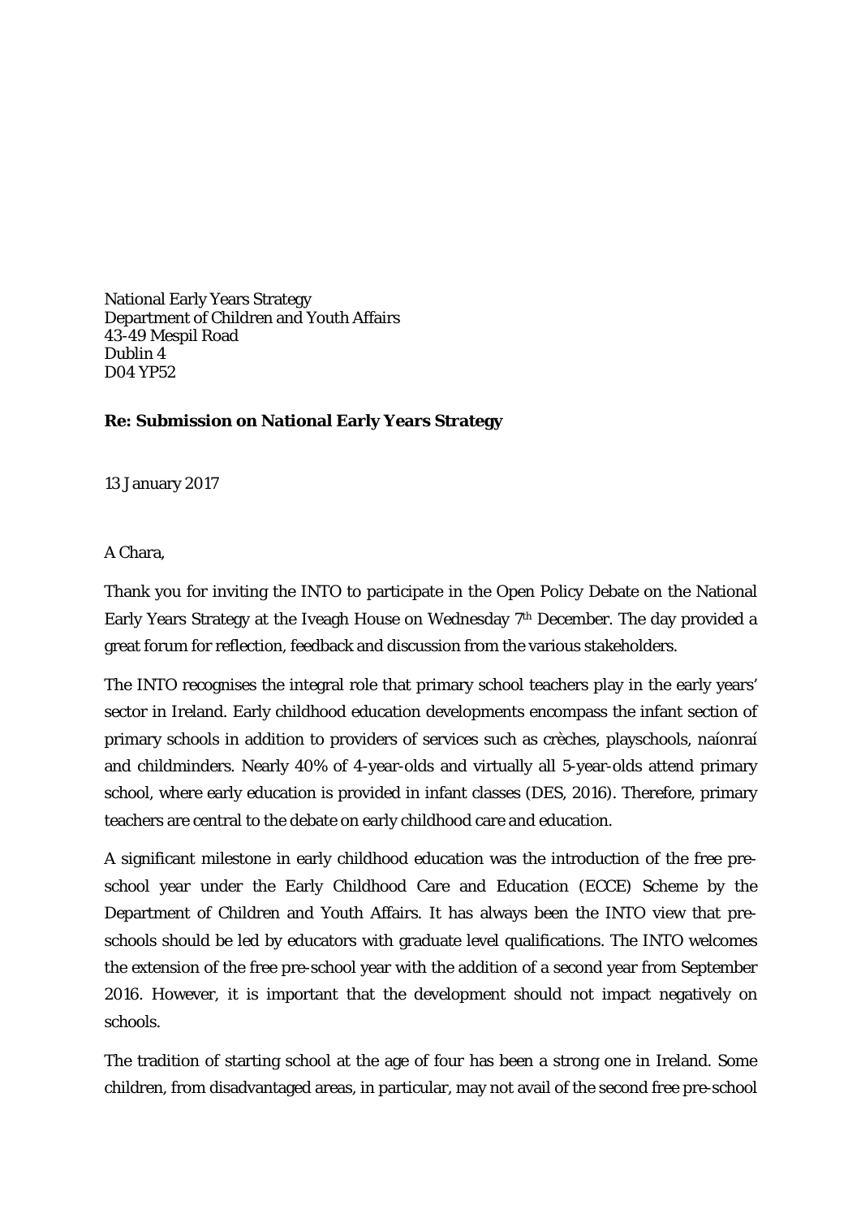National Early Years Strategy
Department of Children and Youth Affairs
43-49 Mespil Road
Dublin 4
D04 YP52

**Re: Submission on National Early Years Strategy**

13 January 2017

A Chara,

Thank you for inviting the INTO to participate in the Open Policy Debate on the National Early Years Strategy at the Iveagh House on Wednesday 7th December. The day provided a great forum for reflection, feedback and discussion from the various stakeholders.

The INTO recognises the integral role that primary school teachers play in the early years' sector in Ireland. Early childhood education developments encompass the infant section of primary schools in addition to providers of services such as crèches, playschools, naíonraí and childminders. Nearly 40% of 4-year-olds and virtually all 5-year-olds attend primary school, where early education is provided in infant classes (DES, 2016). Therefore, primary teachers are central to the debate on early childhood care and education.

A significant milestone in early childhood education was the introduction of the free pre-school year under the Early Childhood Care and Education (ECCE) Scheme by the Department of Children and Youth Affairs. It has always been the INTO view that pre-schools should be led by educators with graduate level qualifications. The INTO welcomes the extension of the free pre-school year with the addition of a second year from September 2016. However, it is important that the development should not impact negatively on schools.

The tradition of starting school at the age of four has been a strong one in Ireland. Some children, from disadvantaged areas, in particular, may not avail of the second free pre-school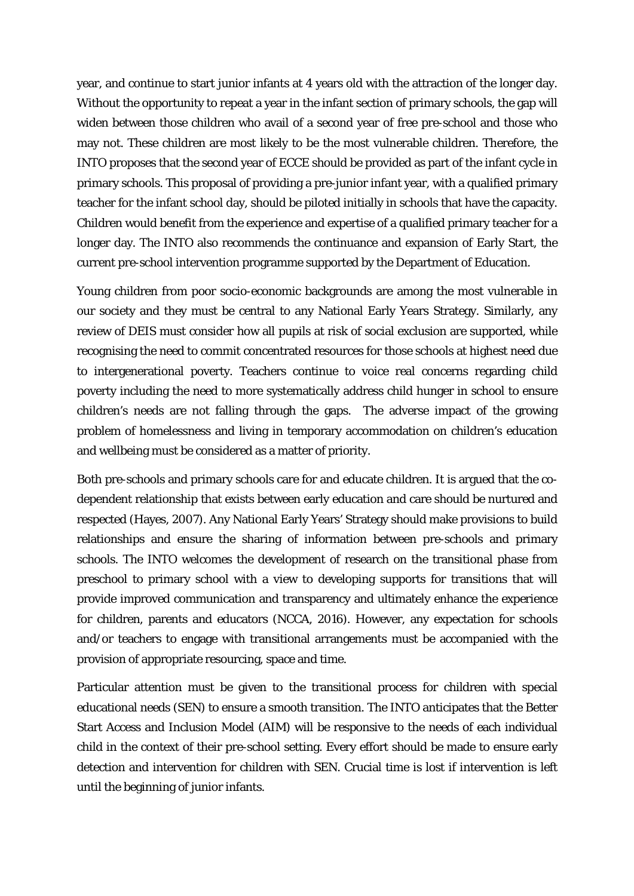year, and continue to start junior infants at 4 years old with the attraction of the longer day. Without the opportunity to repeat a year in the infant section of primary schools, the gap will widen between those children who avail of a second year of free pre-school and those who may not. These children are most likely to be the most vulnerable children. Therefore, the INTO proposes that the second year of ECCE should be provided as part of the infant cycle in primary schools. This proposal of providing a pre-junior infant year, with a qualified primary teacher for the infant school day, should be piloted initially in schools that have the capacity. Children would benefit from the experience and expertise of a qualified primary teacher for a longer day. The INTO also recommends the continuance and expansion of Early Start, the current pre-school intervention programme supported by the Department of Education.

Young children from poor socio-economic backgrounds are among the most vulnerable in our society and they must be central to any National Early Years Strategy. Similarly, any review of DEIS must consider how all pupils at risk of social exclusion are supported, while recognising the need to commit concentrated resources for those schools at highest need due to intergenerational poverty. Teachers continue to voice real concerns regarding child poverty including the need to more systematically address child hunger in school to ensure children's needs are not falling through the gaps. The adverse impact of the growing problem of homelessness and living in temporary accommodation on children's education and wellbeing must be considered as a matter of priority.

Both pre-schools and primary schools care for and educate children. It is argued that the co-dependent relationship that exists between early education and care should be nurtured and respected (Hayes, 2007). Any National Early Years' Strategy should make provisions to build relationships and ensure the sharing of information between pre-schools and primary schools. The INTO welcomes the development of research on the transitional phase from preschool to primary school with a view to developing supports for transitions that will provide improved communication and transparency and ultimately enhance the experience for children, parents and educators (NCCA, 2016). However, any expectation for schools and/or teachers to engage with transitional arrangements must be accompanied with the provision of appropriate resourcing, space and time.

Particular attention must be given to the transitional process for children with special educational needs (SEN) to ensure a smooth transition. The INTO anticipates that the Better Start Access and Inclusion Model (AIM) will be responsive to the needs of each individual child in the context of their pre-school setting. Every effort should be made to ensure early detection and intervention for children with SEN. Crucial time is lost if intervention is left until the beginning of junior infants.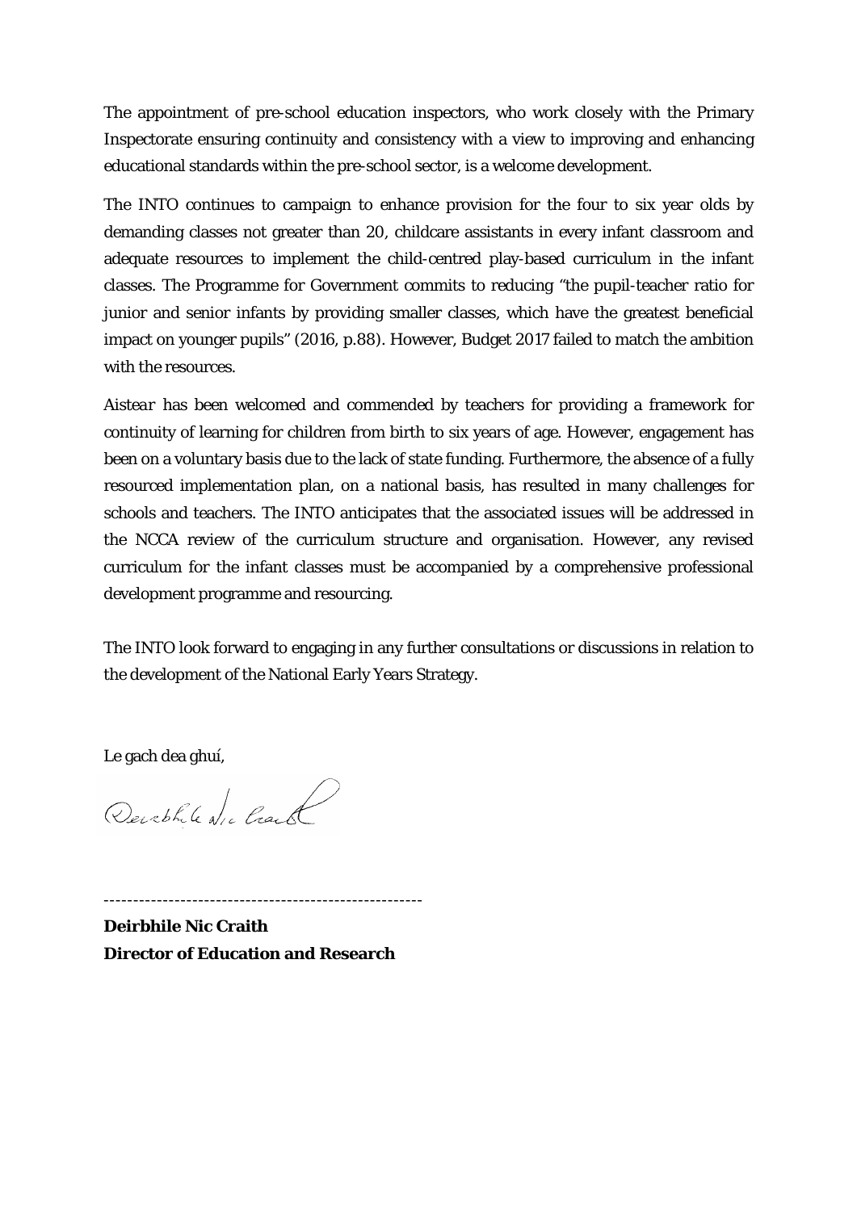The appointment of pre-school education inspectors, who work closely with the Primary Inspectorate ensuring continuity and consistency with a view to improving and enhancing educational standards within the pre-school sector, is a welcome development.

The INTO continues to campaign to enhance provision for the four to six year olds by demanding classes not greater than 20, childcare assistants in every infant classroom and adequate resources to implement the child-centred play-based curriculum in the infant classes. The Programme for Government commits to reducing "the pupil-teacher ratio for junior and senior infants by providing smaller classes, which have the greatest beneficial impact on younger pupils" (2016, p.88). However, Budget 2017 failed to match the ambition with the resources.

*Aistear* has been welcomed and commended by teachers for providing a framework for continuity of learning for children from birth to six years of age. However, engagement has been on a voluntary basis due to the lack of state funding. Furthermore, the absence of a fully resourced implementation plan, on a national basis, has resulted in many challenges for schools and teachers. The INTO anticipates that the associated issues will be addressed in the NCCA review of the curriculum structure and organisation. However, any revised curriculum for the infant classes must be accompanied by a comprehensive professional development programme and resourcing.

The INTO look forward to engaging in any further consultations or discussions in relation to the development of the National Early Years Strategy.

Le gach dea ghuí,

-----------------------------------------------------

**Deirbhile Nic Craith**
**Director of Education and Research**